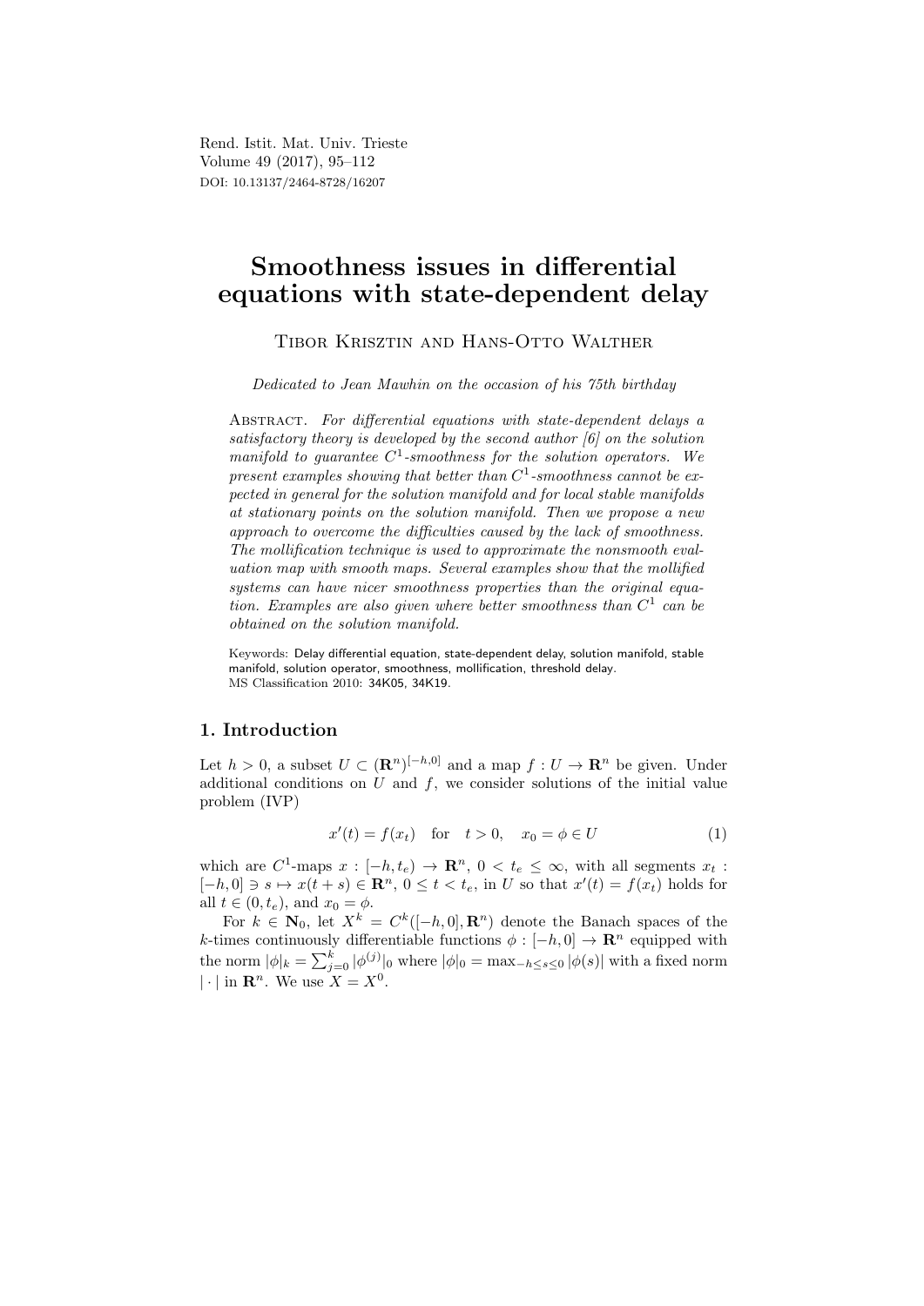Rend. Istit. Mat. Univ. Trieste
Volume 49 (2017), 95–112
DOI: 10.13137/2464-8728/16207

# Smoothness issues in differential equations with state-dependent delay

Tibor Krisztin and Hans-Otto Walther

*Dedicated to Jean Mawhin on the occasion of his 75th birthday*

Abstract. *For differential equations with state-dependent delays a satisfactory theory is developed by the second author [6] on the solution manifold to guarantee $C^1$-smoothness for the solution operators. We present examples showing that better than $C^1$-smoothness cannot be expected in general for the solution manifold and for local stable manifolds at stationary points on the solution manifold. Then we propose a new approach to overcome the difficulties caused by the lack of smoothness. The mollification technique is used to approximate the nonsmooth evaluation map with smooth maps. Several examples show that the mollified systems can have nicer smoothness properties than the original equation. Examples are also given where better smoothness than $C^1$ can be obtained on the solution manifold.*

Keywords: Delay differential equation, state-dependent delay, solution manifold, stable manifold, solution operator, smoothness, mollification, threshold delay.
MS Classification 2010: 34K05, 34K19.

## 1. Introduction

Let $h > 0$, a subset $U \subset (\mathbf{R}^n)^{[-h,0]}$ and a map $f : U \to \mathbf{R}^n$ be given. Under additional conditions on $U$ and $f$, we consider solutions of the initial value problem (IVP)

$$x'(t) = f(x_t) \quad \text{for} \quad t > 0, \quad x_0 = \phi \in U \tag{1}$$

which are $C^1$-maps $x : [-h, t_e) \to \mathbf{R}^n$, $0 < t_e \leq \infty$, with all segments $x_t : [-h, 0] \ni s \mapsto x(t + s) \in \mathbf{R}^n$, $0 \leq t < t_e$, in $U$ so that $x'(t) = f(x_t)$ holds for all $t \in (0, t_e)$, and $x_0 = \phi$.

For $k \in \mathbf{N}_0$, let $X^k = C^k([-h, 0], \mathbf{R}^n)$ denote the Banach spaces of the $k$-times continuously differentiable functions $\phi : [-h, 0] \to \mathbf{R}^n$ equipped with the norm $|\phi|_k = \sum_{j=0}^{k} |\phi^{(j)}|_0$ where $|\phi|_0 = \max_{-h \leq s \leq 0} |\phi(s)|$ with a fixed norm $|\cdot|$ in $\mathbf{R}^n$. We use $X = X^0$.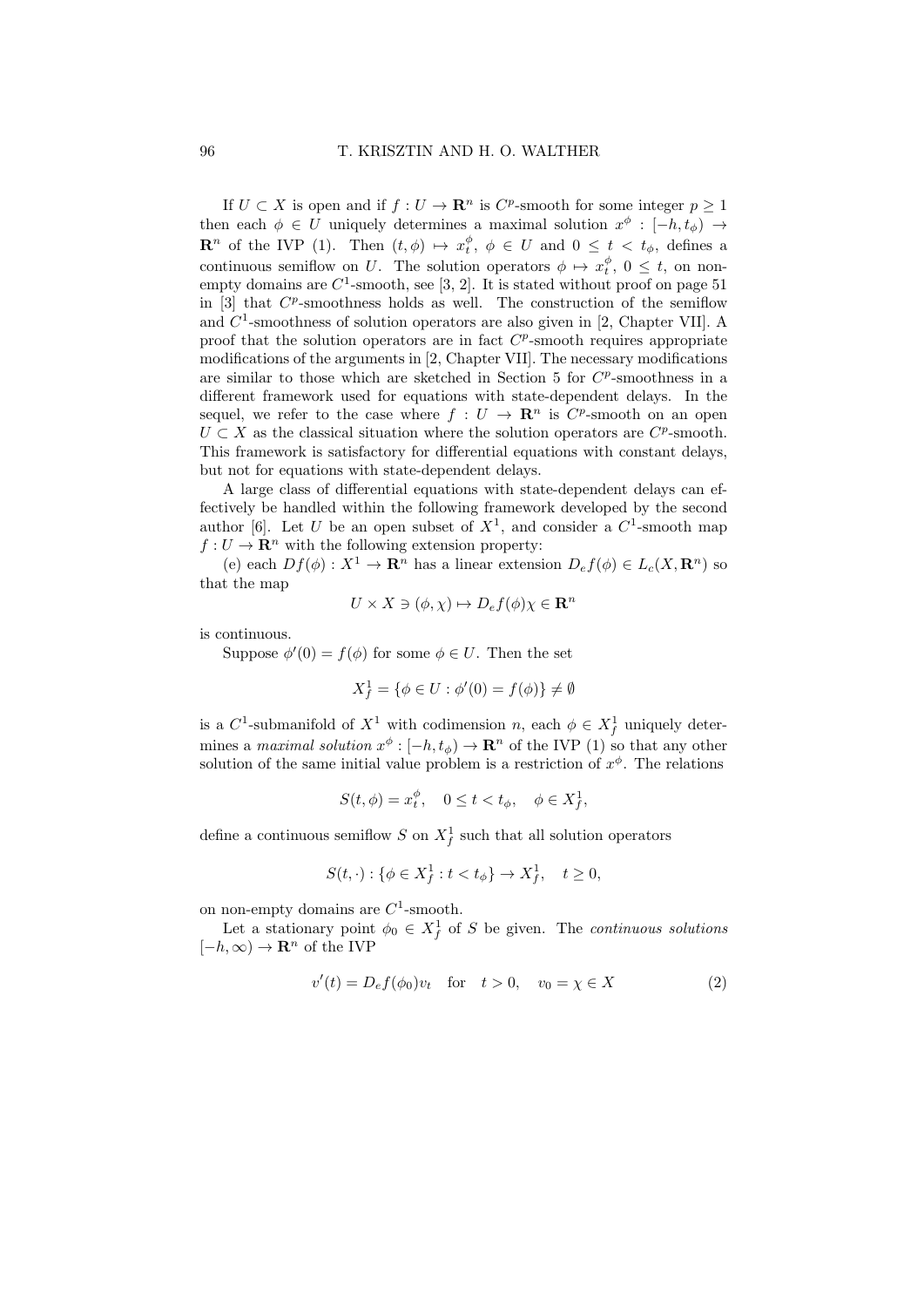If $U \subset X$ is open and if $f : U \to \mathbf{R}^n$ is $C^p$-smooth for some integer $p \geq 1$ then each $\phi \in U$ uniquely determines a maximal solution $x^\phi : [-h, t_\phi) \to \mathbf{R}^n$ of the IVP (1). Then $(t, \phi) \mapsto x_t^\phi$, $\phi \in U$ and $0 \leq t < t_\phi$, defines a continuous semiflow on $U$. The solution operators $\phi \mapsto x_t^\phi$, $0 \leq t$, on non-empty domains are $C^1$-smooth, see [3, 2]. It is stated without proof on page 51 in [3] that $C^p$-smoothness holds as well. The construction of the semiflow and $C^1$-smoothness of solution operators are also given in [2, Chapter VII]. A proof that the solution operators are in fact $C^p$-smooth requires appropriate modifications of the arguments in [2, Chapter VII]. The necessary modifications are similar to those which are sketched in Section 5 for $C^p$-smoothness in a different framework used for equations with state-dependent delays. In the sequel, we refer to the case where $f : U \to \mathbf{R}^n$ is $C^p$-smooth on an open $U \subset X$ as the classical situation where the solution operators are $C^p$-smooth. This framework is satisfactory for differential equations with constant delays, but not for equations with state-dependent delays.

A large class of differential equations with state-dependent delays can effectively be handled within the following framework developed by the second author [6]. Let $U$ be an open subset of $X^1$, and consider a $C^1$-smooth map $f : U \to \mathbf{R}^n$ with the following extension property:

(e) each $Df(\phi) : X^1 \to \mathbf{R}^n$ has a linear extension $D_e f(\phi) \in L_c(X, \mathbf{R}^n)$ so that the map

$$U \times X \ni (\phi, \chi) \mapsto D_e f(\phi)\chi \in \mathbf{R}^n$$

is continuous.

Suppose $\phi'(0) = f(\phi)$ for some $\phi \in U$. Then the set

$$X_f^1 = \{\phi \in U : \phi'(0) = f(\phi)\} \neq \emptyset$$

is a $C^1$-submanifold of $X^1$ with codimension $n$, each $\phi \in X_f^1$ uniquely determines a *maximal solution* $x^\phi : [-h, t_\phi) \to \mathbf{R}^n$ of the IVP (1) so that any other solution of the same initial value problem is a restriction of $x^\phi$. The relations

$$S(t, \phi) = x_t^\phi, \quad 0 \leq t < t_\phi, \quad \phi \in X_f^1,$$

define a continuous semiflow $S$ on $X_f^1$ such that all solution operators

$$S(t, \cdot) : \{\phi \in X_f^1 : t < t_\phi\} \to X_f^1, \quad t \geq 0,$$

on non-empty domains are $C^1$-smooth.

Let a stationary point $\phi_0 \in X_f^1$ of $S$ be given. The *continuous solutions* $[-h, \infty) \to \mathbf{R}^n$ of the IVP

$$v'(t) = D_e f(\phi_0) v_t \quad \text{for} \quad t > 0, \quad v_0 = \chi \in X \tag{2}$$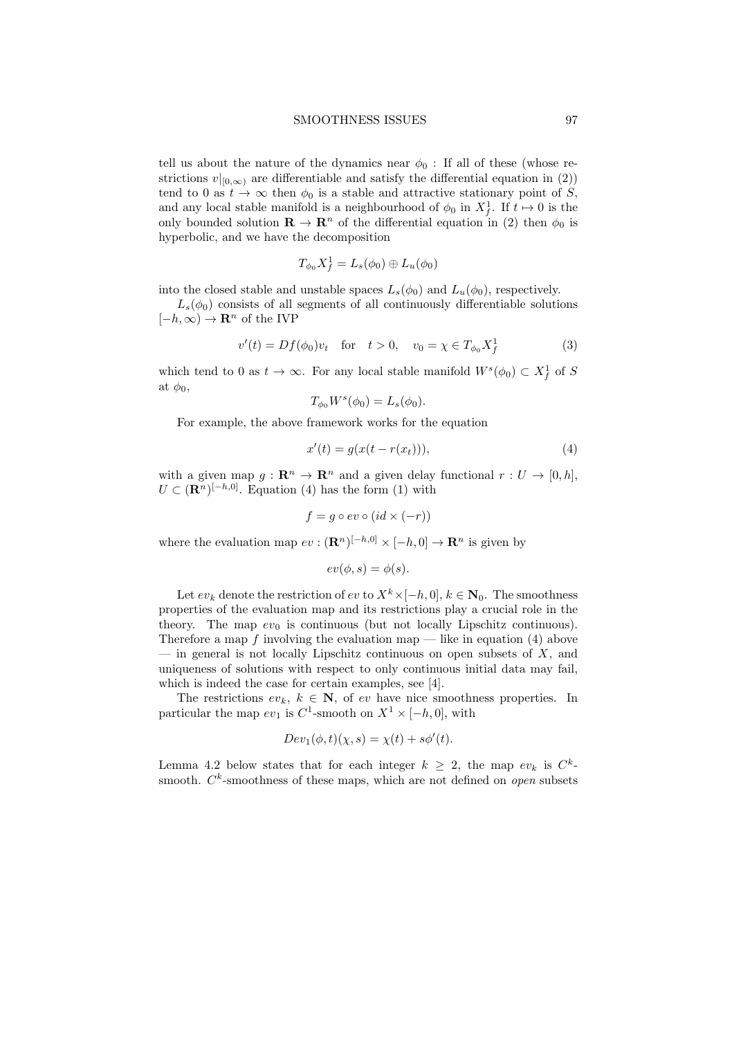tell us about the nature of the dynamics near $\phi_0$ : If all of these (whose restrictions $v|_{[0,\infty)}$ are differentiable and satisfy the differential equation in (2)) tend to 0 as $t \to \infty$ then $\phi_0$ is a stable and attractive stationary point of $S$, and any local stable manifold is a neighbourhood of $\phi_0$ in $X^1_f$. If $t \mapsto 0$ is the only bounded solution $\mathbf{R} \to \mathbf{R}^n$ of the differential equation in (2) then $\phi_0$ is hyperbolic, and we have the decomposition

$$T_{\phi_0} X^1_f = L_s(\phi_0) \oplus L_u(\phi_0)$$

into the closed stable and unstable spaces $L_s(\phi_0)$ and $L_u(\phi_0)$, respectively.

$L_s(\phi_0)$ consists of all segments of all continuously differentiable solutions $[-h, \infty) \to \mathbf{R}^n$ of the IVP

$$v'(t) = Df(\phi_0)v_t \quad \text{for} \quad t > 0, \quad v_0 = \chi \in T_{\phi_0} X^1_f \tag{3}$$

which tend to 0 as $t \to \infty$. For any local stable manifold $W^s(\phi_0) \subset X^1_f$ of $S$ at $\phi_0$,

$$T_{\phi_0} W^s(\phi_0) = L_s(\phi_0).$$

For example, the above framework works for the equation

$$x'(t) = g(x(t - r(x_t))), \tag{4}$$

with a given map $g : \mathbf{R}^n \to \mathbf{R}^n$ and a given delay functional $r : U \to [0, h]$, $U \subset (\mathbf{R}^n)^{[-h,0]}$. Equation (4) has the form (1) with

$$f = g \circ ev \circ (id \times (-r))$$

where the evaluation map $ev : (\mathbf{R}^n)^{[-h,0]} \times [-h, 0] \to \mathbf{R}^n$ is given by

$$ev(\phi, s) = \phi(s).$$

Let $ev_k$ denote the restriction of $ev$ to $X^k \times [-h, 0]$, $k \in \mathbf{N}_0$. The smoothness properties of the evaluation map and its restrictions play a crucial role in the theory. The map $ev_0$ is continuous (but not locally Lipschitz continuous). Therefore a map $f$ involving the evaluation map — like in equation (4) above — in general is not locally Lipschitz continuous on open subsets of $X$, and uniqueness of solutions with respect to only continuous initial data may fail, which is indeed the case for certain examples, see [4].

The restrictions $ev_k$, $k \in \mathbf{N}$, of $ev$ have nice smoothness properties. In particular the map $ev_1$ is $C^1$-smooth on $X^1 \times [-h, 0]$, with

$$Dev_1(\phi, t)(\chi, s) = \chi(t) + s\phi'(t).$$

Lemma 4.2 below states that for each integer $k \geq 2$, the map $ev_k$ is $C^k$-smooth. $C^k$-smoothness of these maps, which are not defined on *open* subsets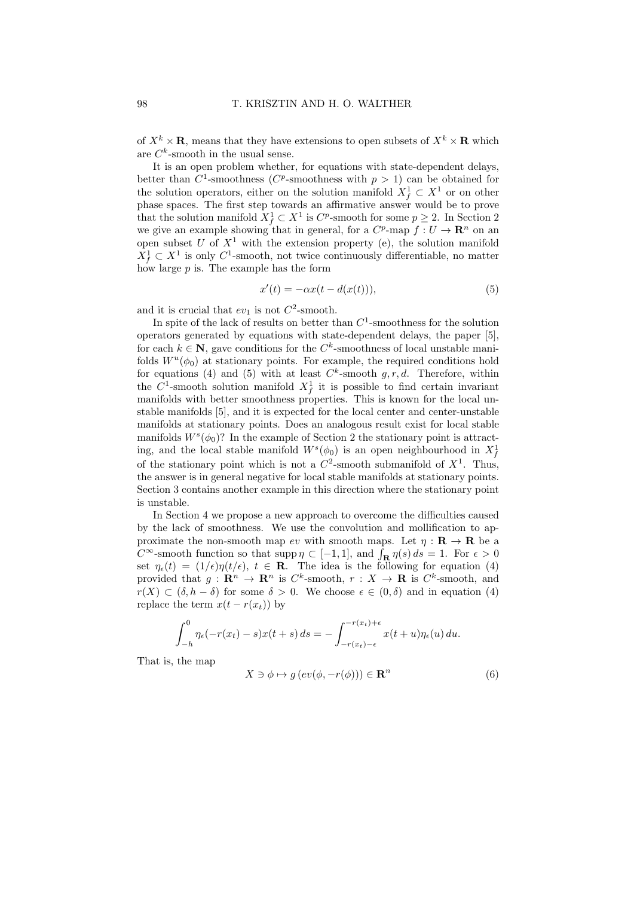of $X^k \times \mathbf{R}$, means that they have extensions to open subsets of $X^k \times \mathbf{R}$ which are $C^k$-smooth in the usual sense.

It is an open problem whether, for equations with state-dependent delays, better than $C^1$-smoothness ($C^p$-smoothness with $p > 1$) can be obtained for the solution operators, either on the solution manifold $X_f^1 \subset X^1$ or on other phase spaces. The first step towards an affirmative answer would be to prove that the solution manifold $X_f^1 \subset X^1$ is $C^p$-smooth for some $p \geq 2$. In Section 2 we give an example showing that in general, for a $C^p$-map $f : U \to \mathbf{R}^n$ on an open subset $U$ of $X^1$ with the extension property (e), the solution manifold $X_f^1 \subset X^1$ is only $C^1$-smooth, not twice continuously differentiable, no matter how large $p$ is. The example has the form

$$x'(t) = -\alpha x(t - d(x(t))), \tag{5}$$

and it is crucial that $ev_1$ is not $C^2$-smooth.

In spite of the lack of results on better than $C^1$-smoothness for the solution operators generated by equations with state-dependent delays, the paper [5], for each $k \in \mathbf{N}$, gave conditions for the $C^k$-smoothness of local unstable manifolds $W^u(\phi_0)$ at stationary points. For example, the required conditions hold for equations (4) and (5) with at least $C^k$-smooth $g, r, d$. Therefore, within the $C^1$-smooth solution manifold $X_f^1$ it is possible to find certain invariant manifolds with better smoothness properties. This is known for the local unstable manifolds [5], and it is expected for the local center and center-unstable manifolds at stationary points. Does an analogous result exist for local stable manifolds $W^s(\phi_0)$? In the example of Section 2 the stationary point is attracting, and the local stable manifold $W^s(\phi_0)$ is an open neighbourhood in $X_f^1$ of the stationary point which is not a $C^2$-smooth submanifold of $X^1$. Thus, the answer is in general negative for local stable manifolds at stationary points. Section 3 contains another example in this direction where the stationary point is unstable.

In Section 4 we propose a new approach to overcome the difficulties caused by the lack of smoothness. We use the convolution and mollification to approximate the non-smooth map $ev$ with smooth maps. Let $\eta : \mathbf{R} \to \mathbf{R}$ be a $C^\infty$-smooth function so that $\operatorname{supp} \eta \subset [-1, 1]$, and $\int_{\mathbf{R}} \eta(s)\, ds = 1$. For $\epsilon > 0$ set $\eta_\epsilon(t) = (1/\epsilon)\eta(t/\epsilon)$, $t \in \mathbf{R}$. The idea is the following for equation (4) provided that $g : \mathbf{R}^n \to \mathbf{R}^n$ is $C^k$-smooth, $r : X \to \mathbf{R}$ is $C^k$-smooth, and $r(X) \subset (\delta, h - \delta)$ for some $\delta > 0$. We choose $\epsilon \in (0, \delta)$ and in equation (4) replace the term $x(t - r(x_t))$ by

$$\int_{-h}^{0} \eta_\epsilon(-r(x_t) - s) x(t + s)\, ds = -\int_{-r(x_t)-\epsilon}^{-r(x_t)+\epsilon} x(t + u)\eta_\epsilon(u)\, du.$$

That is, the map

$$X \ni \phi \mapsto g\left(ev(\phi, -r(\phi))\right) \in \mathbf{R}^n \tag{6}$$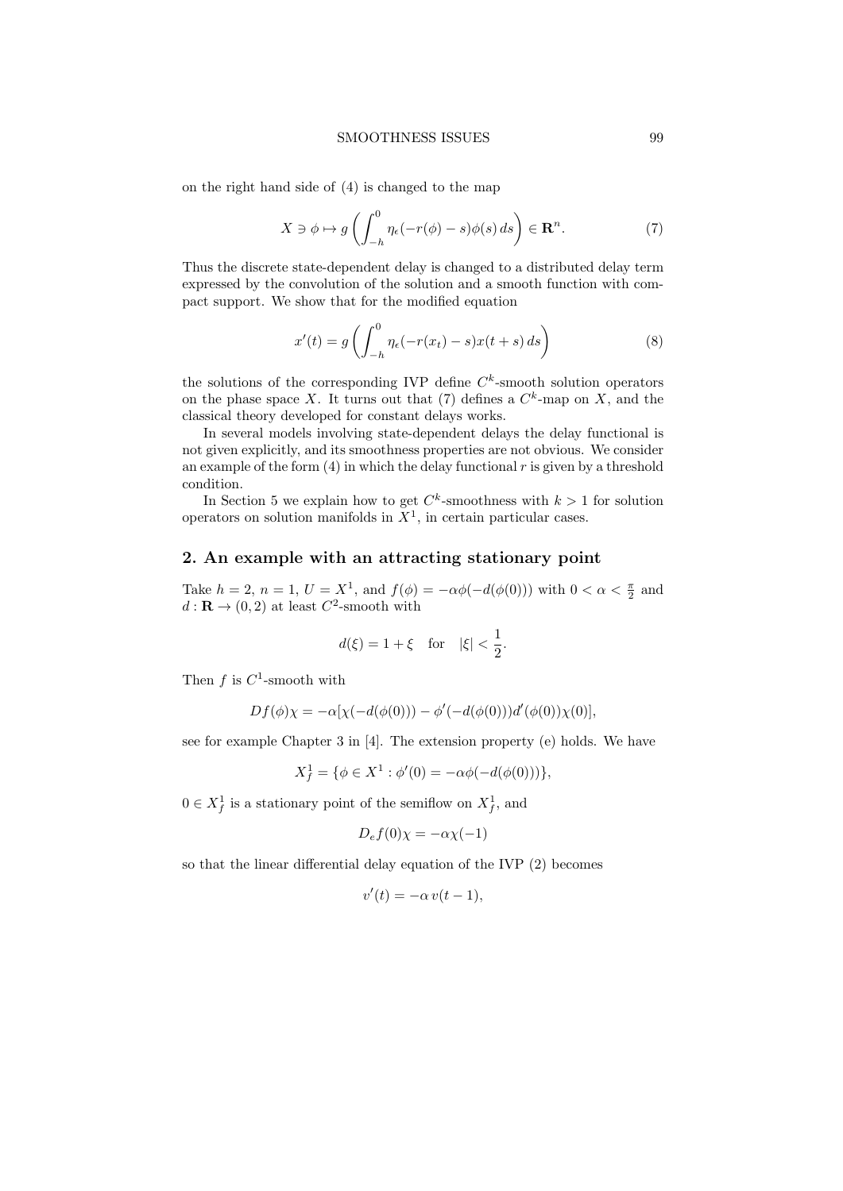on the right hand side of (4) is changed to the map

$$X \ni \phi \mapsto g\left(\int_{-h}^{0} \eta_\epsilon(-r(\phi) - s)\phi(s)\, ds\right) \in \mathbf{R}^n. \tag{7}$$

Thus the discrete state-dependent delay is changed to a distributed delay term expressed by the convolution of the solution and a smooth function with compact support. We show that for the modified equation

$$x'(t) = g\left(\int_{-h}^{0} \eta_\epsilon(-r(x_t) - s)x(t+s)\, ds\right) \tag{8}$$

the solutions of the corresponding IVP define $C^k$-smooth solution operators on the phase space $X$. It turns out that (7) defines a $C^k$-map on $X$, and the classical theory developed for constant delays works.

In several models involving state-dependent delays the delay functional is not given explicitly, and its smoothness properties are not obvious. We consider an example of the form (4) in which the delay functional $r$ is given by a threshold condition.

In Section 5 we explain how to get $C^k$-smoothness with $k > 1$ for solution operators on solution manifolds in $X^1$, in certain particular cases.

## 2. An example with an attracting stationary point

Take $h = 2$, $n = 1$, $U = X^1$, and $f(\phi) = -\alpha\phi(-d(\phi(0)))$ with $0 < \alpha < \frac{\pi}{2}$ and $d : \mathbf{R} \to (0, 2)$ at least $C^2$-smooth with

$$d(\xi) = 1 + \xi \quad \text{for} \quad |\xi| < \frac{1}{2}.$$

Then $f$ is $C^1$-smooth with

$$Df(\phi)\chi = -\alpha[\chi(-d(\phi(0))) - \phi'(-d(\phi(0)))d'(\phi(0))\chi(0)],$$

see for example Chapter 3 in [4]. The extension property (e) holds. We have

$$X^1_f = \{\phi \in X^1 : \phi'(0) = -\alpha\phi(-d(\phi(0)))\},$$

$0 \in X^1_f$ is a stationary point of the semiflow on $X^1_f$, and

$$D_e f(0)\chi = -\alpha\chi(-1)$$

so that the linear differential delay equation of the IVP (2) becomes

$$v'(t) = -\alpha\, v(t-1),$$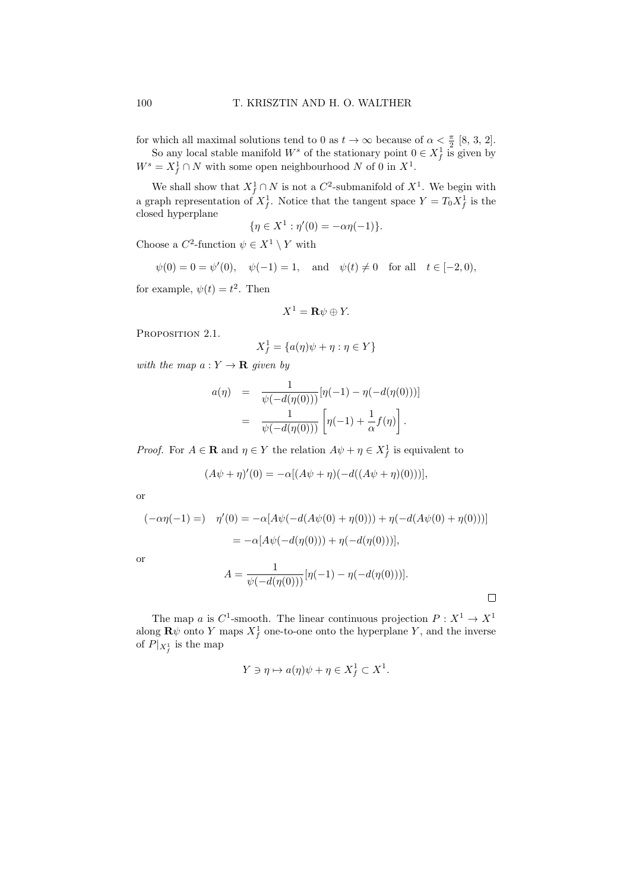for which all maximal solutions tend to 0 as $t \to \infty$ because of $\alpha < \frac{\pi}{2}$ [8, 3, 2].

So any local stable manifold $W^s$ of the stationary point $0 \in X^1_f$ is given by $W^s = X^1_f \cap N$ with some open neighbourhood $N$ of 0 in $X^1$.

We shall show that $X^1_f \cap N$ is not a $C^2$-submanifold of $X^1$. We begin with a graph representation of $X^1_f$. Notice that the tangent space $Y = T_0 X^1_f$ is the closed hyperplane

$$\{\eta \in X^1 : \eta'(0) = -\alpha\eta(-1)\}.$$

Choose a $C^2$-function $\psi \in X^1 \setminus Y$ with

$$\psi(0) = 0 = \psi'(0), \quad \psi(-1) = 1, \quad \text{and} \quad \psi(t) \neq 0 \quad \text{for all} \quad t \in [-2, 0),$$

for example, $\psi(t) = t^2$. Then

$$X^1 = \mathbf{R}\psi \oplus Y.$$

Proposition 2.1.

$$X^1_f = \{a(\eta)\psi + \eta : \eta \in Y\}$$

*with the map* $a : Y \to \mathbf{R}$ *given by*

$$\begin{aligned} a(\eta) &= \frac{1}{\psi(-d(\eta(0)))}[\eta(-1) - \eta(-d(\eta(0)))] \\ &= \frac{1}{\psi(-d(\eta(0)))}\left[\eta(-1) + \frac{1}{\alpha}f(\eta)\right]. \end{aligned}$$

*Proof.* For $A \in \mathbf{R}$ and $\eta \in Y$ the relation $A\psi + \eta \in X^1_f$ is equivalent to

$$(A\psi + \eta)'(0) = -\alpha[(A\psi + \eta)(-d((A\psi + \eta)(0)))],$$

or

$$\begin{aligned} (-\alpha\eta(-1) =) \quad \eta'(0) &= -\alpha[A\psi(-d(A\psi(0) + \eta(0))) + \eta(-d(A\psi(0) + \eta(0)))] \\ &= -\alpha[A\psi(-d(\eta(0))) + \eta(-d(\eta(0)))], \end{aligned}$$

or

$$A = \frac{1}{\psi(-d(\eta(0)))}[\eta(-1) - \eta(-d(\eta(0)))].$$

□

The map $a$ is $C^1$-smooth. The linear continuous projection $P : X^1 \to X^1$ along $\mathbf{R}\psi$ onto $Y$ maps $X^1_f$ one-to-one onto the hyperplane $Y$, and the inverse of $P|_{X^1_f}$ is the map

$$Y \ni \eta \mapsto a(\eta)\psi + \eta \in X^1_f \subset X^1.$$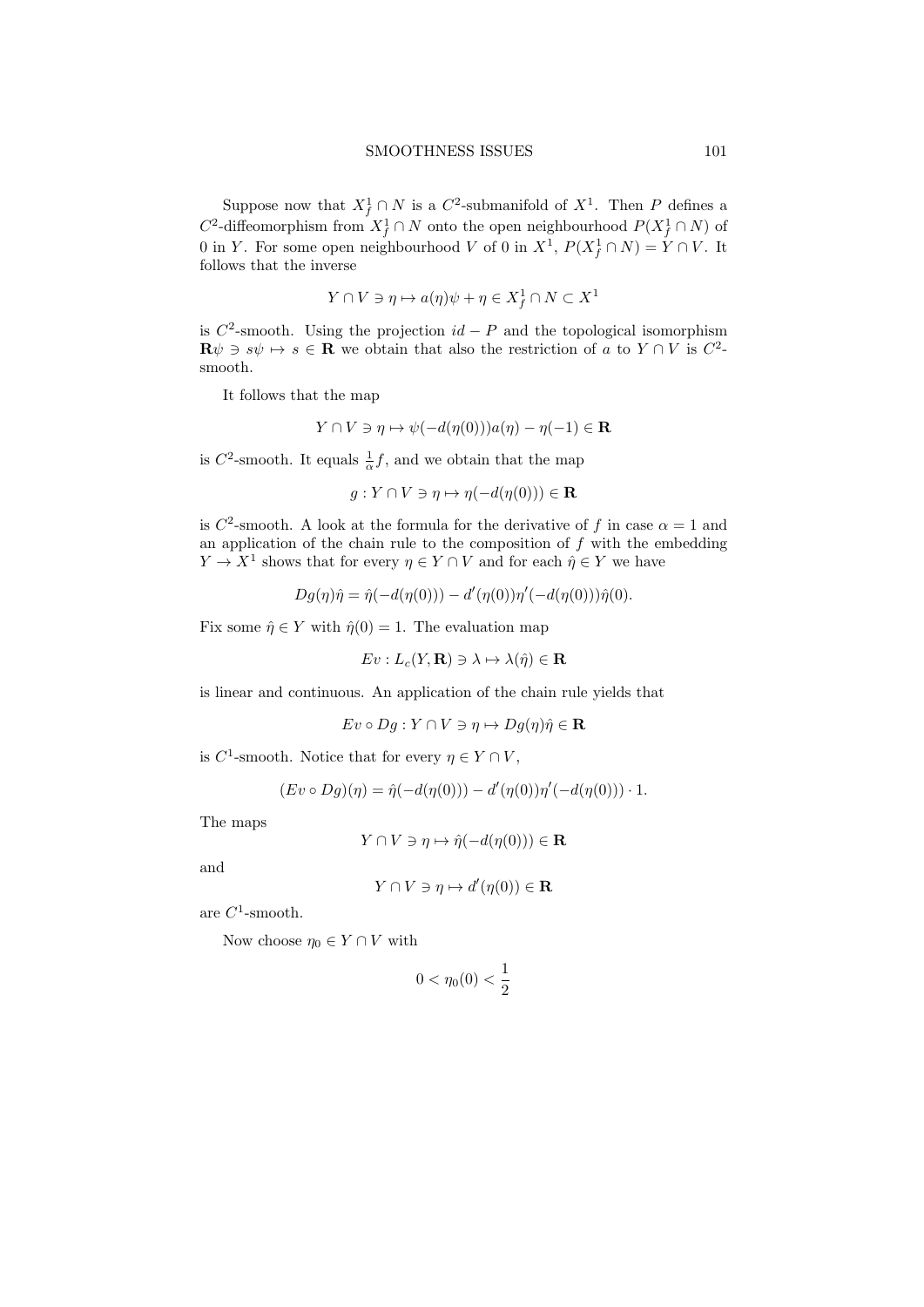Suppose now that $X^1_f \cap N$ is a $C^2$-submanifold of $X^1$. Then $P$ defines a $C^2$-diffeomorphism from $X^1_f \cap N$ onto the open neighbourhood $P(X^1_f \cap N)$ of 0 in $Y$. For some open neighbourhood $V$ of 0 in $X^1$, $P(X^1_f \cap N) = Y \cap V$. It follows that the inverse

$$Y \cap V \ni \eta \mapsto a(\eta)\psi + \eta \in X^1_f \cap N \subset X^1$$

is $C^2$-smooth. Using the projection $id - P$ and the topological isomorphism $\mathbf{R}\psi \ni s\psi \mapsto s \in \mathbf{R}$ we obtain that also the restriction of $a$ to $Y \cap V$ is $C^2$-smooth.

It follows that the map

$$Y \cap V \ni \eta \mapsto \psi(-d(\eta(0)))a(\eta) - \eta(-1) \in \mathbf{R}$$

is $C^2$-smooth. It equals $\frac{1}{\alpha}f$, and we obtain that the map

$$g : Y \cap V \ni \eta \mapsto \eta(-d(\eta(0))) \in \mathbf{R}$$

is $C^2$-smooth. A look at the formula for the derivative of $f$ in case $\alpha = 1$ and an application of the chain rule to the composition of $f$ with the embedding $Y \to X^1$ shows that for every $\eta \in Y \cap V$ and for each $\hat{\eta} \in Y$ we have

$$Dg(\eta)\hat{\eta} = \hat{\eta}(-d(\eta(0))) - d'(\eta(0))\eta'(-d(\eta(0)))\hat{\eta}(0).$$

Fix some $\hat{\eta} \in Y$ with $\hat{\eta}(0) = 1$. The evaluation map

$$Ev : L_c(Y, \mathbf{R}) \ni \lambda \mapsto \lambda(\hat{\eta}) \in \mathbf{R}$$

is linear and continuous. An application of the chain rule yields that

$$Ev \circ Dg : Y \cap V \ni \eta \mapsto Dg(\eta)\hat{\eta} \in \mathbf{R}$$

is $C^1$-smooth. Notice that for every $\eta \in Y \cap V$,

$$(Ev \circ Dg)(\eta) = \hat{\eta}(-d(\eta(0))) - d'(\eta(0))\eta'(-d(\eta(0))) \cdot 1.$$

The maps

$$Y \cap V \ni \eta \mapsto \hat{\eta}(-d(\eta(0))) \in \mathbf{R}$$

and

$$Y \cap V \ni \eta \mapsto d'(\eta(0)) \in \mathbf{R}$$

are $C^1$-smooth.

Now choose $\eta_0 \in Y \cap V$ with

$$0 < \eta_0(0) < \frac{1}{2}$$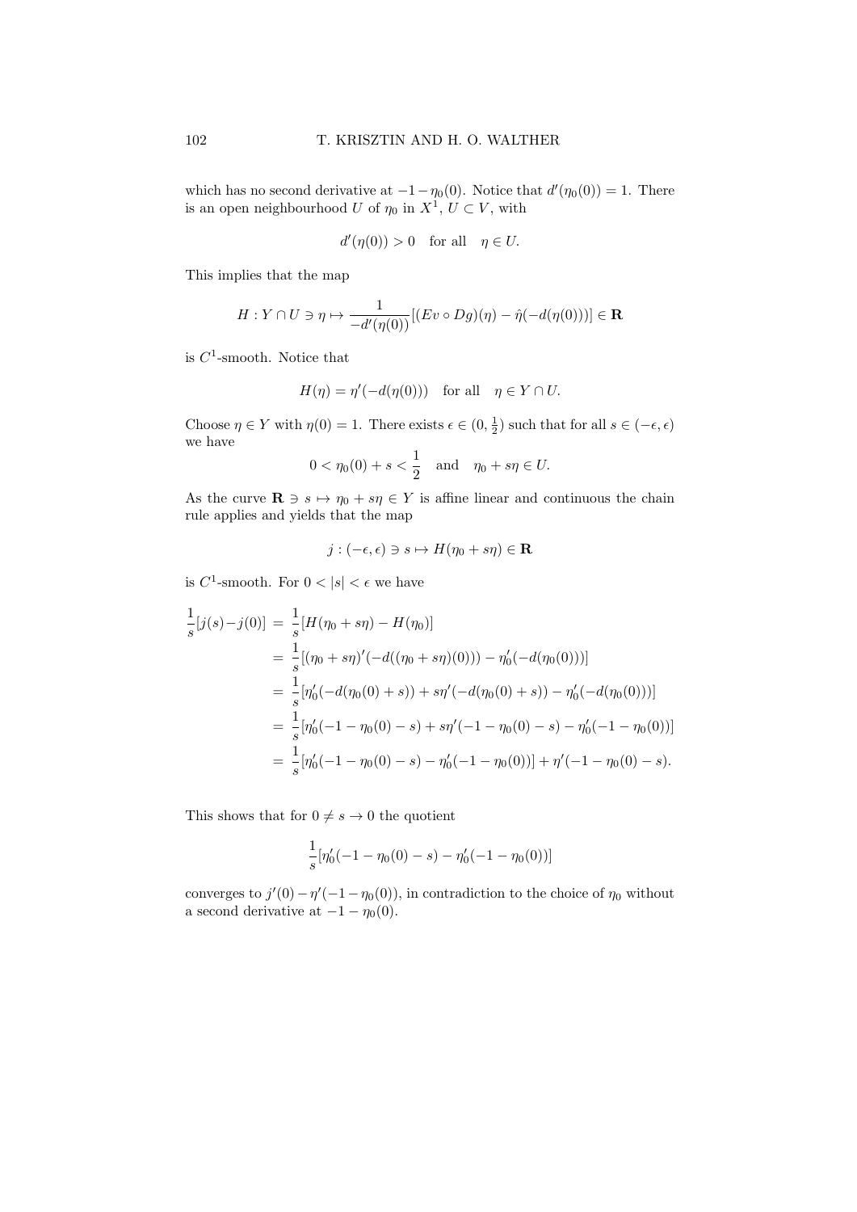which has no second derivative at $-1-\eta_0(0)$. Notice that $d'(\eta_0(0)) = 1$. There is an open neighbourhood $U$ of $\eta_0$ in $X^1$, $U \subset V$, with

$$d'(\eta(0)) > 0 \quad \text{for all} \quad \eta \in U.$$

This implies that the map

$$H : Y \cap U \ni \eta \mapsto \frac{1}{-d'(\eta(0))}[(Ev \circ Dg)(\eta) - \hat{\eta}(-d(\eta(0)))] \in \mathbf{R}$$

is $C^1$-smooth. Notice that

$$H(\eta) = \eta'(-d(\eta(0))) \quad \text{for all} \quad \eta \in Y \cap U.$$

Choose $\eta \in Y$ with $\eta(0) = 1$. There exists $\epsilon \in (0, \frac{1}{2})$ such that for all $s \in (-\epsilon, \epsilon)$ we have

$$0 < \eta_0(0) + s < \frac{1}{2} \quad \text{and} \quad \eta_0 + s\eta \in U.$$

As the curve $\mathbf{R} \ni s \mapsto \eta_0 + s\eta \in Y$ is affine linear and continuous the chain rule applies and yields that the map

$$j : (-\epsilon, \epsilon) \ni s \mapsto H(\eta_0 + s\eta) \in \mathbf{R}$$

is $C^1$-smooth. For $0 < |s| < \epsilon$ we have

$$\begin{aligned}
\frac{1}{s}[j(s) - j(0)] &= \frac{1}{s}[H(\eta_0 + s\eta) - H(\eta_0)] \\
&= \frac{1}{s}[(\eta_0 + s\eta)'(-d((\eta_0 + s\eta)(0))) - \eta_0'(-d(\eta_0(0)))] \\
&= \frac{1}{s}[\eta_0'(-d(\eta_0(0) + s)) + s\eta'(-d(\eta_0(0) + s)) - \eta_0'(-d(\eta_0(0)))] \\
&= \frac{1}{s}[\eta_0'(-1 - \eta_0(0) - s) + s\eta'(-1 - \eta_0(0) - s) - \eta_0'(-1 - \eta_0(0))] \\
&= \frac{1}{s}[\eta_0'(-1 - \eta_0(0) - s) - \eta_0'(-1 - \eta_0(0))] + \eta'(-1 - \eta_0(0) - s).
\end{aligned}$$

This shows that for $0 \neq s \to 0$ the quotient

$$\frac{1}{s}[\eta_0'(-1 - \eta_0(0) - s) - \eta_0'(-1 - \eta_0(0))]$$

converges to $j'(0) - \eta'(-1 - \eta_0(0))$, in contradiction to the choice of $\eta_0$ without a second derivative at $-1 - \eta_0(0)$.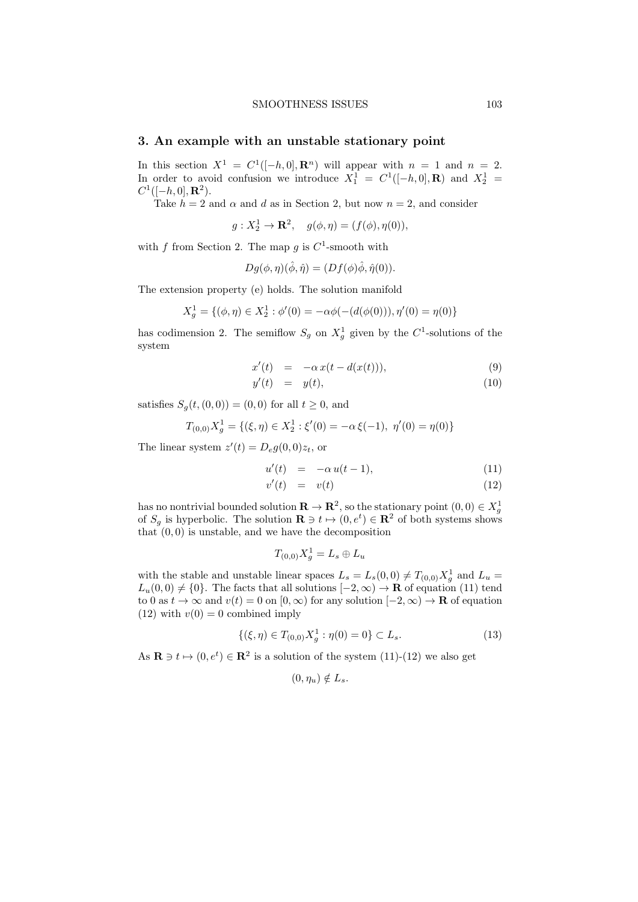## 3. An example with an unstable stationary point

In this section $X^1 = C^1([-h,0],\mathbf{R}^n)$ will appear with $n = 1$ and $n = 2$. In order to avoid confusion we introduce $X_1^1 = C^1([-h,0],\mathbf{R})$ and $X_2^1 = C^1([-h,0],\mathbf{R}^2)$.

Take $h = 2$ and $\alpha$ and $d$ as in Section 2, but now $n = 2$, and consider

$$g : X_2^1 \to \mathbf{R}^2, \quad g(\phi,\eta) = (f(\phi),\eta(0)),$$

with $f$ from Section 2. The map $g$ is $C^1$-smooth with

$$Dg(\phi,\eta)(\hat{\phi},\hat{\eta}) = (Df(\phi)\hat{\phi},\hat{\eta}(0)).$$

The extension property (e) holds. The solution manifold

$$X_g^1 = \{(\phi,\eta) \in X_2^1 : \phi'(0) = -\alpha\phi(-(d(\phi(0))),\eta'(0) = \eta(0)\}$$

has codimension 2. The semiflow $S_g$ on $X_g^1$ given by the $C^1$-solutions of the system

$$x'(t) \;=\; -\alpha\, x(t - d(x(t))), \tag{9}$$

$$y'(t) \;=\; y(t), \tag{10}$$

satisfies $S_g(t,(0,0)) = (0,0)$ for all $t \geq 0$, and

$$T_{(0,0)}X_g^1 = \{(\xi,\eta) \in X_2^1 : \xi'(0) = -\alpha\,\xi(-1),\ \eta'(0) = \eta(0)\}$$

The linear system $z'(t) = D_e g(0,0)z_t$, or

$$u'(t) \;=\; -\alpha\, u(t-1), \tag{11}$$

$$v'(t) \;=\; v(t) \tag{12}$$

has no nontrivial bounded solution $\mathbf{R} \to \mathbf{R}^2$, so the stationary point $(0,0) \in X_g^1$ of $S_g$ is hyperbolic. The solution $\mathbf{R} \ni t \mapsto (0,e^t) \in \mathbf{R}^2$ of both systems shows that $(0,0)$ is unstable, and we have the decomposition

$$T_{(0,0)}X_g^1 = L_s \oplus L_u$$

with the stable and unstable linear spaces $L_s = L_s(0,0) \neq T_{(0,0)}X_g^1$ and $L_u = L_u(0,0) \neq \{0\}$. The facts that all solutions $[-2,\infty) \to \mathbf{R}$ of equation (11) tend to 0 as $t \to \infty$ and $v(t) = 0$ on $[0,\infty)$ for any solution $[-2,\infty) \to \mathbf{R}$ of equation (12) with $v(0) = 0$ combined imply

$$\{(\xi,\eta) \in T_{(0,0)}X_g^1 : \eta(0) = 0\} \subset L_s. \tag{13}$$

As $\mathbf{R} \ni t \mapsto (0,e^t) \in \mathbf{R}^2$ is a solution of the system (11)-(12) we also get

$$(0,\eta_u) \notin L_s.$$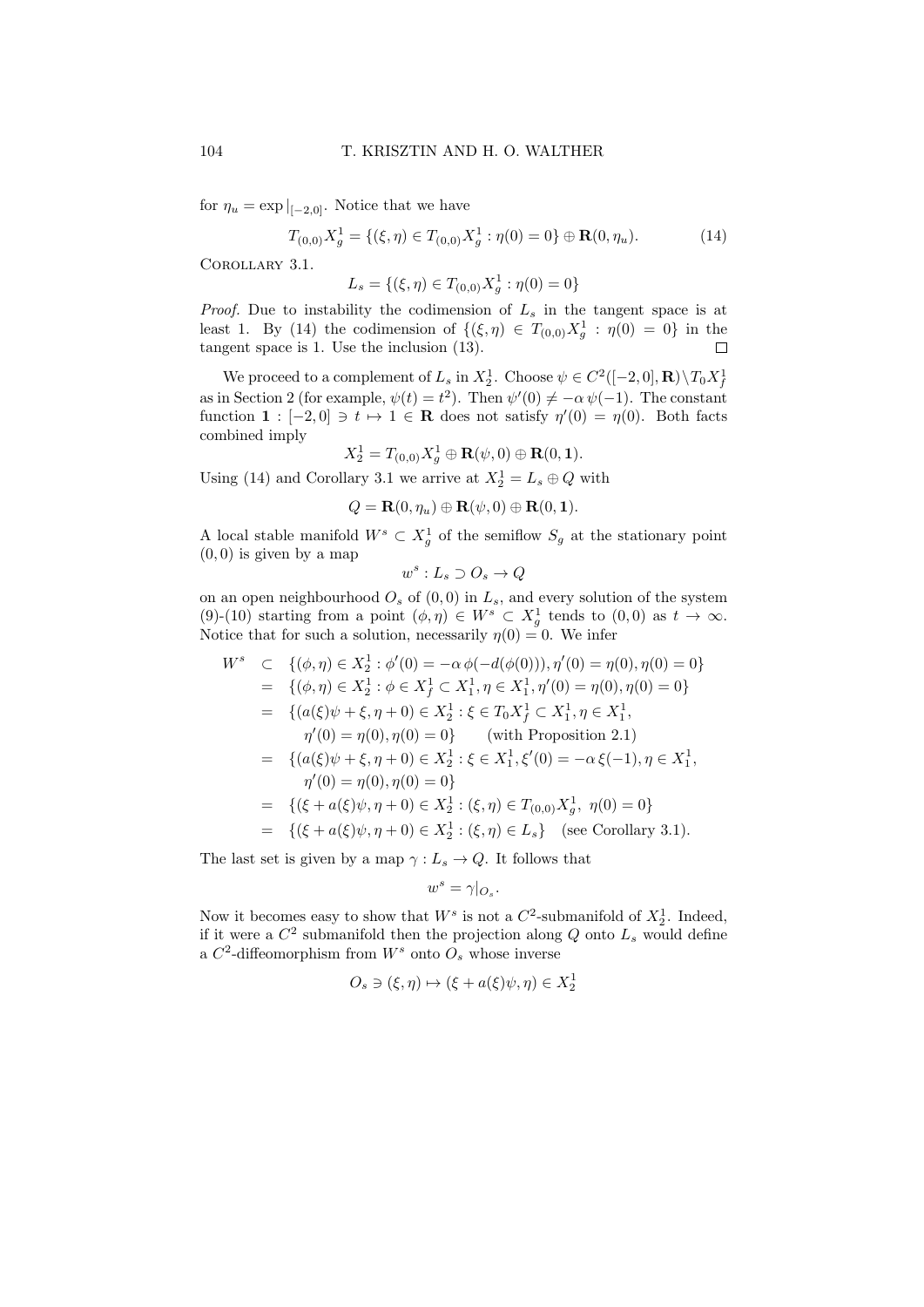for $\eta_u = \exp|_{[-2,0]}$. Notice that we have

$$T_{(0,0)}X_g^1 = \{(\xi, \eta) \in T_{(0,0)}X_g^1 : \eta(0) = 0\} \oplus \mathbf{R}(0, \eta_u). \tag{14}$$

Corollary 3.1.

$$L_s = \{(\xi, \eta) \in T_{(0,0)}X_g^1 : \eta(0) = 0\}$$

*Proof.* Due to instability the codimension of $L_s$ in the tangent space is at least 1. By (14) the codimension of $\{(\xi, \eta) \in T_{(0,0)}X_g^1 : \eta(0) = 0\}$ in the tangent space is 1. Use the inclusion (13). □

We proceed to a complement of $L_s$ in $X_2^1$. Choose $\psi \in C^2([-2, 0], \mathbf{R}) \setminus T_0 X_f^1$ as in Section 2 (for example, $\psi(t) = t^2$). Then $\psi'(0) \neq -\alpha\, \psi(-1)$. The constant function $\mathbf{1} : [-2, 0] \ni t \mapsto 1 \in \mathbf{R}$ does not satisfy $\eta'(0) = \eta(0)$. Both facts combined imply

$$X_2^1 = T_{(0,0)}X_g^1 \oplus \mathbf{R}(\psi, 0) \oplus \mathbf{R}(0, \mathbf{1}).$$

Using (14) and Corollary 3.1 we arrive at $X_2^1 = L_s \oplus Q$ with

$$Q = \mathbf{R}(0, \eta_u) \oplus \mathbf{R}(\psi, 0) \oplus \mathbf{R}(0, \mathbf{1}).$$

A local stable manifold $W^s \subset X_g^1$ of the semiflow $S_g$ at the stationary point $(0, 0)$ is given by a map

$$w^s : L_s \supset O_s \to Q$$

on an open neighbourhood $O_s$ of $(0, 0)$ in $L_s$, and every solution of the system (9)-(10) starting from a point $(\phi, \eta) \in W^s \subset X_g^1$ tends to $(0, 0)$ as $t \to \infty$. Notice that for such a solution, necessarily $\eta(0) = 0$. We infer

$$\begin{aligned}
W^s \;\subset\;& \{(\phi, \eta) \in X_2^1 : \phi'(0) = -\alpha\, \phi(-d(\phi(0))), \eta'(0) = \eta(0), \eta(0) = 0\} \\
=\;& \{(\phi, \eta) \in X_2^1 : \phi \in X_f^1 \subset X_1^1, \eta \in X_1^1, \eta'(0) = \eta(0), \eta(0) = 0\} \\
=\;& \{(a(\xi)\psi + \xi, \eta + 0) \in X_2^1 : \xi \in T_0 X_f^1 \subset X_1^1, \eta \in X_1^1, \\
& \quad \eta'(0) = \eta(0), \eta(0) = 0\} \qquad \text{(with Proposition 2.1)} \\
=\;& \{(a(\xi)\psi + \xi, \eta + 0) \in X_2^1 : \xi \in X_1^1, \xi'(0) = -\alpha\, \xi(-1), \eta \in X_1^1, \\
& \quad \eta'(0) = \eta(0), \eta(0) = 0\} \\
=\;& \{(\xi + a(\xi)\psi, \eta + 0) \in X_2^1 : (\xi, \eta) \in T_{(0,0)}X_g^1,\ \eta(0) = 0\} \\
=\;& \{(\xi + a(\xi)\psi, \eta + 0) \in X_2^1 : (\xi, \eta) \in L_s\} \quad \text{(see Corollary 3.1).}
\end{aligned}$$

The last set is given by a map $\gamma : L_s \to Q$. It follows that

$$w^s = \gamma|_{O_s}.$$

Now it becomes easy to show that $W^s$ is not a $C^2$-submanifold of $X_2^1$. Indeed, if it were a $C^2$ submanifold then the projection along $Q$ onto $L_s$ would define a $C^2$-diffeomorphism from $W^s$ onto $O_s$ whose inverse

$$O_s \ni (\xi, \eta) \mapsto (\xi + a(\xi)\psi, \eta) \in X_2^1$$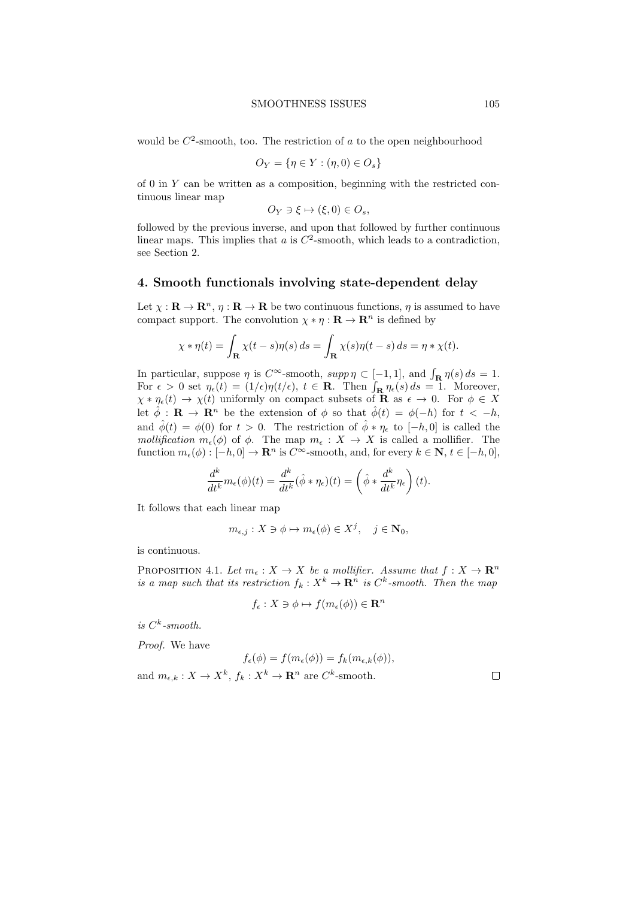would be $C^2$-smooth, too. The restriction of $a$ to the open neighbourhood

$$O_Y = \{\eta \in Y : (\eta, 0) \in O_s\}$$

of 0 in $Y$ can be written as a composition, beginning with the restricted continuous linear map

$$O_Y \ni \xi \mapsto (\xi, 0) \in O_s,$$

followed by the previous inverse, and upon that followed by further continuous linear maps. This implies that $a$ is $C^2$-smooth, which leads to a contradiction, see Section 2.

## 4. Smooth functionals involving state-dependent delay

Let $\chi : \mathbf{R} \to \mathbf{R}^n$, $\eta : \mathbf{R} \to \mathbf{R}$ be two continuous functions, $\eta$ is assumed to have compact support. The convolution $\chi * \eta : \mathbf{R} \to \mathbf{R}^n$ is defined by

$$\chi * \eta(t) = \int_{\mathbf{R}} \chi(t-s)\eta(s)\,ds = \int_{\mathbf{R}} \chi(s)\eta(t-s)\,ds = \eta * \chi(t).$$

In particular, suppose $\eta$ is $C^\infty$-smooth, $supp\,\eta \subset [-1,1]$, and $\int_{\mathbf{R}} \eta(s)\,ds = 1$. For $\epsilon > 0$ set $\eta_\epsilon(t) = (1/\epsilon)\eta(t/\epsilon)$, $t \in \mathbf{R}$. Then $\int_{\mathbf{R}} \eta_\epsilon(s)\,ds = 1$. Moreover, $\chi * \eta_\epsilon(t) \to \chi(t)$ uniformly on compact subsets of $\mathbf{R}$ as $\epsilon \to 0$. For $\phi \in X$ let $\hat{\phi} : \mathbf{R} \to \mathbf{R}^n$ be the extension of $\phi$ so that $\hat{\phi}(t) = \phi(-h)$ for $t < -h$, and $\hat{\phi}(t) = \phi(0)$ for $t > 0$. The restriction of $\hat{\phi} * \eta_\epsilon$ to $[-h,0]$ is called the *mollification* $m_\epsilon(\phi)$ of $\phi$. The map $m_\epsilon : X \to X$ is called a mollifier. The function $m_\epsilon(\phi) : [-h,0] \to \mathbf{R}^n$ is $C^\infty$-smooth, and, for every $k \in \mathbf{N}$, $t \in [-h,0]$,

$$\frac{d^k}{dt^k} m_\epsilon(\phi)(t) = \frac{d^k}{dt^k}(\hat{\phi} * \eta_\epsilon)(t) = \left(\hat{\phi} * \frac{d^k}{dt^k}\eta_\epsilon\right)(t).$$

It follows that each linear map

$$m_{\epsilon,j} : X \ni \phi \mapsto m_\epsilon(\phi) \in X^j, \quad j \in \mathbf{N}_0,$$

is continuous.

Proposition 4.1. *Let $m_\epsilon : X \to X$ be a mollifier. Assume that $f : X \to \mathbf{R}^n$ is a map such that its restriction $f_k : X^k \to \mathbf{R}^n$ is $C^k$-smooth. Then the map*

$$f_\epsilon : X \ni \phi \mapsto f(m_\epsilon(\phi)) \in \mathbf{R}^n$$

*is $C^k$-smooth.*

*Proof.* We have

$$f_\epsilon(\phi) = f(m_\epsilon(\phi)) = f_k(m_{\epsilon,k}(\phi)),$$

and $m_{\epsilon,k} : X \to X^k$, $f_k : X^k \to \mathbf{R}^n$ are $C^k$-smooth. □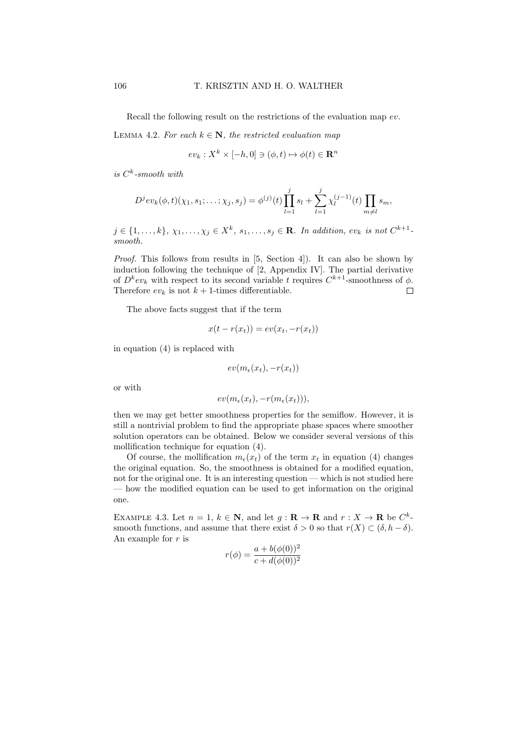Recall the following result on the restrictions of the evaluation map $ev$.

LEMMA 4.2. *For each $k \in \mathbf{N}$, the restricted evaluation map*

$$ev_k : X^k \times [-h, 0] \ni (\phi, t) \mapsto \phi(t) \in \mathbf{R}^n$$

*is $C^k$-smooth with*

$$D^j ev_k(\phi, t)(\chi_1, s_1; \ldots ; \chi_j, s_j) = \phi^{(j)}(t) \prod_{l=1}^{j} s_l + \sum_{l=1}^{j} \chi_l^{(j-1)}(t) \prod_{m \neq l} s_m,$$

*$j \in \{1, \ldots, k\}$, $\chi_1, \ldots, \chi_j \in X^k$, $s_1, \ldots, s_j \in \mathbf{R}$. In addition, $ev_k$ is not $C^{k+1}$-smooth.*

*Proof.* This follows from results in [5, Section 4]). It can also be shown by induction following the technique of [2, Appendix IV]. The partial derivative of $D^k ev_k$ with respect to its second variable $t$ requires $C^{k+1}$-smoothness of $\phi$. Therefore $ev_k$ is not $k+1$-times differentiable. $\square$

The above facts suggest that if the term

$$x(t - r(x_t)) = ev(x_t, -r(x_t))$$

in equation (4) is replaced with

$$ev(m_\epsilon(x_t), -r(x_t))$$

or with

$$ev(m_\epsilon(x_t), -r(m_\epsilon(x_t))),$$

then we may get better smoothness properties for the semiflow. However, it is still a nontrivial problem to find the appropriate phase spaces where smoother solution operators can be obtained. Below we consider several versions of this mollification technique for equation (4).

Of course, the mollification $m_\epsilon(x_t)$ of the term $x_t$ in equation (4) changes the original equation. So, the smoothness is obtained for a modified equation, not for the original one. It is an interesting question — which is not studied here — how the modified equation can be used to get information on the original one.

EXAMPLE 4.3. Let $n = 1$, $k \in \mathbf{N}$, and let $g : \mathbf{R} \to \mathbf{R}$ and $r : X \to \mathbf{R}$ be $C^k$-smooth functions, and assume that there exist $\delta > 0$ so that $r(X) \subset (\delta, h - \delta)$. An example for $r$ is

$$r(\phi) = \frac{a + b(\phi(0))^2}{c + d(\phi(0))^2}$$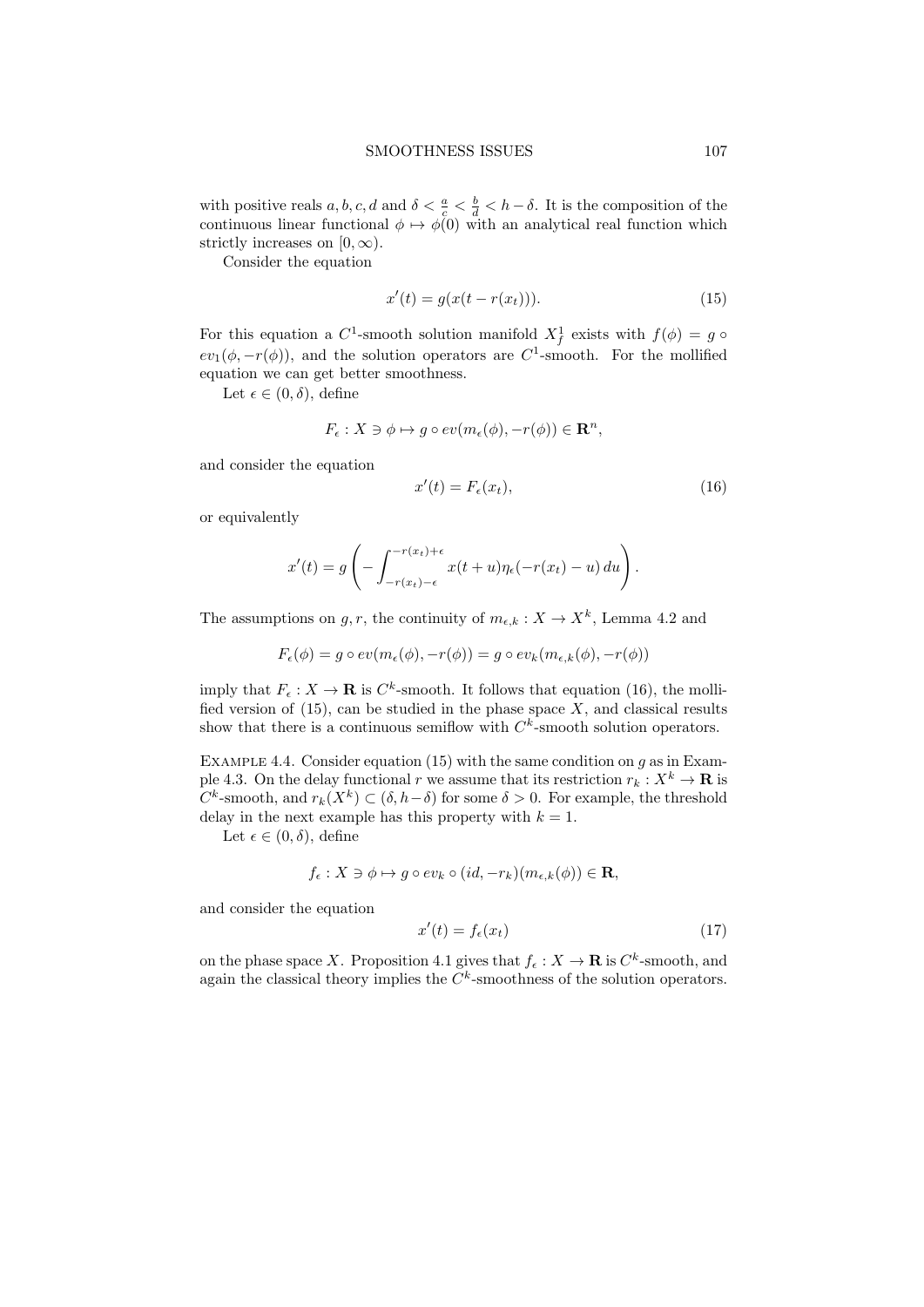with positive reals $a, b, c, d$ and $\delta < \frac{a}{c} < \frac{b}{d} < h - \delta$. It is the composition of the continuous linear functional $\phi \mapsto \phi(0)$ with an analytical real function which strictly increases on $[0, \infty)$.

Consider the equation

$$x'(t) = g(x(t - r(x_t))). \tag{15}$$

For this equation a $C^1$-smooth solution manifold $X_f^1$ exists with $f(\phi) = g \circ ev_1(\phi, -r(\phi))$, and the solution operators are $C^1$-smooth. For the mollified equation we can get better smoothness.

Let $\epsilon \in (0, \delta)$, define

$$F_\epsilon : X \ni \phi \mapsto g \circ ev(m_\epsilon(\phi), -r(\phi)) \in \mathbf{R}^n,$$

and consider the equation

$$x'(t) = F_\epsilon(x_t), \tag{16}$$

or equivalently

$$x'(t) = g\left( -\int_{-r(x_t)-\epsilon}^{-r(x_t)+\epsilon} x(t+u)\eta_\epsilon(-r(x_t) - u)\, du \right).$$

The assumptions on $g, r$, the continuity of $m_{\epsilon,k} : X \to X^k$, Lemma 4.2 and

$$F_\epsilon(\phi) = g \circ ev(m_\epsilon(\phi), -r(\phi)) = g \circ ev_k(m_{\epsilon,k}(\phi), -r(\phi))$$

imply that $F_\epsilon : X \to \mathbf{R}$ is $C^k$-smooth. It follows that equation (16), the mollified version of (15), can be studied in the phase space $X$, and classical results show that there is a continuous semiflow with $C^k$-smooth solution operators.

Example 4.4. Consider equation (15) with the same condition on $g$ as in Example 4.3. On the delay functional $r$ we assume that its restriction $r_k : X^k \to \mathbf{R}$ is $C^k$-smooth, and $r_k(X^k) \subset (\delta, h-\delta)$ for some $\delta > 0$. For example, the threshold delay in the next example has this property with $k = 1$.

Let $\epsilon \in (0, \delta)$, define

$$f_\epsilon : X \ni \phi \mapsto g \circ ev_k \circ (id, -r_k)(m_{\epsilon,k}(\phi)) \in \mathbf{R},$$

and consider the equation

$$x'(t) = f_\epsilon(x_t) \tag{17}$$

on the phase space $X$. Proposition 4.1 gives that $f_\epsilon : X \to \mathbf{R}$ is $C^k$-smooth, and again the classical theory implies the $C^k$-smoothness of the solution operators.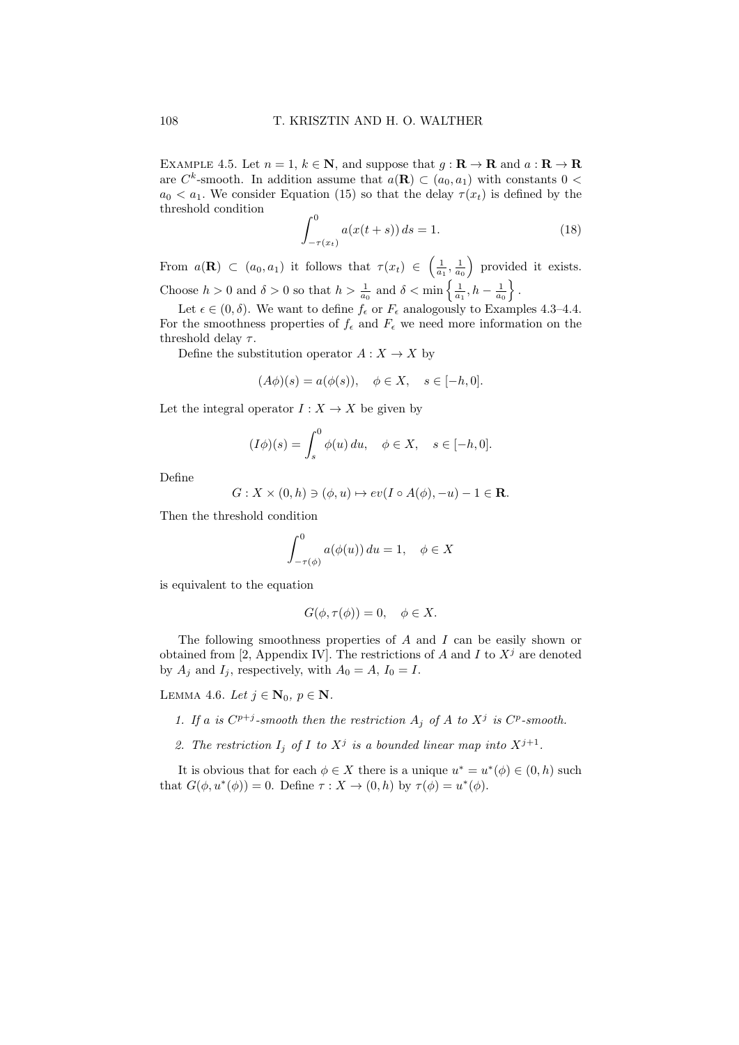Example 4.5. Let $n = 1$, $k \in \mathbf{N}$, and suppose that $g : \mathbf{R} \to \mathbf{R}$ and $a : \mathbf{R} \to \mathbf{R}$ are $C^k$-smooth. In addition assume that $a(\mathbf{R}) \subset (a_0, a_1)$ with constants $0 < a_0 < a_1$. We consider Equation (15) so that the delay $\tau(x_t)$ is defined by the threshold condition

$$\int_{-\tau(x_t)}^{0} a(x(t+s))\, ds = 1. \tag{18}$$

From $a(\mathbf{R}) \subset (a_0, a_1)$ it follows that $\tau(x_t) \in \left(\frac{1}{a_1}, \frac{1}{a_0}\right)$ provided it exists. Choose $h > 0$ and $\delta > 0$ so that $h > \frac{1}{a_0}$ and $\delta < \min\left\{\frac{1}{a_1}, h - \frac{1}{a_0}\right\}$.

Let $\epsilon \in (0, \delta)$. We want to define $f_\epsilon$ or $F_\epsilon$ analogously to Examples 4.3–4.4. For the smoothness properties of $f_\epsilon$ and $F_\epsilon$ we need more information on the threshold delay $\tau$.

Define the substitution operator $A : X \to X$ by

$$(A\phi)(s) = a(\phi(s)), \quad \phi \in X, \quad s \in [-h, 0].$$

Let the integral operator $I : X \to X$ be given by

$$(I\phi)(s) = \int_{s}^{0} \phi(u)\, du, \quad \phi \in X, \quad s \in [-h, 0].$$

Define

$$G : X \times (0, h) \ni (\phi, u) \mapsto ev(I \circ A(\phi), -u) - 1 \in \mathbf{R}.$$

Then the threshold condition

$$\int_{-\tau(\phi)}^{0} a(\phi(u))\, du = 1, \quad \phi \in X$$

is equivalent to the equation

$$G(\phi, \tau(\phi)) = 0, \quad \phi \in X.$$

The following smoothness properties of $A$ and $I$ can be easily shown or obtained from [2, Appendix IV]. The restrictions of $A$ and $I$ to $X^j$ are denoted by $A_j$ and $I_j$, respectively, with $A_0 = A$, $I_0 = I$.

Lemma 4.6. *Let $j \in \mathbf{N}_0$, $p \in \mathbf{N}$.*

1. *If $a$ is $C^{p+j}$-smooth then the restriction $A_j$ of $A$ to $X^j$ is $C^p$-smooth.*
2. *The restriction $I_j$ of $I$ to $X^j$ is a bounded linear map into $X^{j+1}$.*

It is obvious that for each $\phi \in X$ there is a unique $u^* = u^*(\phi) \in (0, h)$ such that $G(\phi, u^*(\phi)) = 0$. Define $\tau : X \to (0, h)$ by $\tau(\phi) = u^*(\phi)$.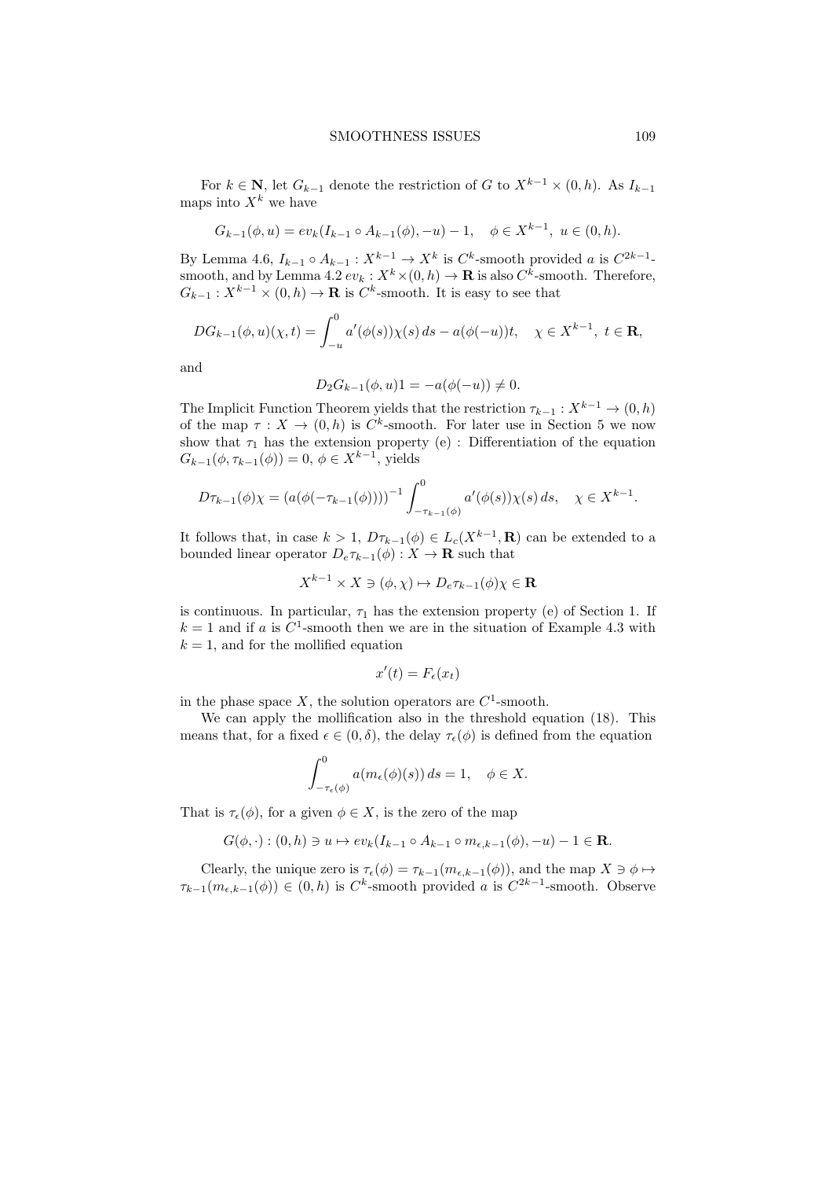For $k \in \mathbf{N}$, let $G_{k-1}$ denote the restriction of $G$ to $X^{k-1} \times (0,h)$. As $I_{k-1}$ maps into $X^k$ we have

$$G_{k-1}(\phi, u) = ev_k(I_{k-1} \circ A_{k-1}(\phi), -u) - 1, \quad \phi \in X^{k-1},\ u \in (0,h).$$

By Lemma 4.6, $I_{k-1} \circ A_{k-1} : X^{k-1} \to X^k$ is $C^k$-smooth provided $a$ is $C^{2k-1}$-smooth, and by Lemma 4.2 $ev_k : X^k \times (0,h) \to \mathbf{R}$ is also $C^k$-smooth. Therefore, $G_{k-1} : X^{k-1} \times (0,h) \to \mathbf{R}$ is $C^k$-smooth. It is easy to see that

$$DG_{k-1}(\phi, u)(\chi, t) = \int_{-u}^{0} a'(\phi(s))\chi(s)\, ds - a(\phi(-u))t, \quad \chi \in X^{k-1},\ t \in \mathbf{R},$$

and

$$D_2 G_{k-1}(\phi, u)1 = -a(\phi(-u)) \neq 0.$$

The Implicit Function Theorem yields that the restriction $\tau_{k-1} : X^{k-1} \to (0,h)$ of the map $\tau : X \to (0,h)$ is $C^k$-smooth. For later use in Section 5 we now show that $\tau_1$ has the extension property (e) : Differentiation of the equation $G_{k-1}(\phi, \tau_{k-1}(\phi)) = 0$, $\phi \in X^{k-1}$, yields

$$D\tau_{k-1}(\phi)\chi = (a(\phi(-\tau_{k-1}(\phi))))^{-1} \int_{-\tau_{k-1}(\phi)}^{0} a'(\phi(s))\chi(s)\, ds, \quad \chi \in X^{k-1}.$$

It follows that, in case $k > 1$, $D\tau_{k-1}(\phi) \in L_c(X^{k-1}, \mathbf{R})$ can be extended to a bounded linear operator $D_e\tau_{k-1}(\phi) : X \to \mathbf{R}$ such that

$$X^{k-1} \times X \ni (\phi, \chi) \mapsto D_e\tau_{k-1}(\phi)\chi \in \mathbf{R}$$

is continuous. In particular, $\tau_1$ has the extension property (e) of Section 1. If $k = 1$ and if $a$ is $C^1$-smooth then we are in the situation of Example 4.3 with $k = 1$, and for the mollified equation

$$x'(t) = F_\epsilon(x_t)$$

in the phase space $X$, the solution operators are $C^1$-smooth.

We can apply the mollification also in the threshold equation (18). This means that, for a fixed $\epsilon \in (0, \delta)$, the delay $\tau_\epsilon(\phi)$ is defined from the equation

$$\int_{-\tau_\epsilon(\phi)}^{0} a(m_\epsilon(\phi)(s))\, ds = 1, \quad \phi \in X.$$

That is $\tau_\epsilon(\phi)$, for a given $\phi \in X$, is the zero of the map

$$G(\phi, \cdot) : (0,h) \ni u \mapsto ev_k(I_{k-1} \circ A_{k-1} \circ m_{\epsilon,k-1}(\phi), -u) - 1 \in \mathbf{R}.$$

Clearly, the unique zero is $\tau_\epsilon(\phi) = \tau_{k-1}(m_{\epsilon,k-1}(\phi))$, and the map $X \ni \phi \mapsto \tau_{k-1}(m_{\epsilon,k-1}(\phi)) \in (0,h)$ is $C^k$-smooth provided $a$ is $C^{2k-1}$-smooth. Observe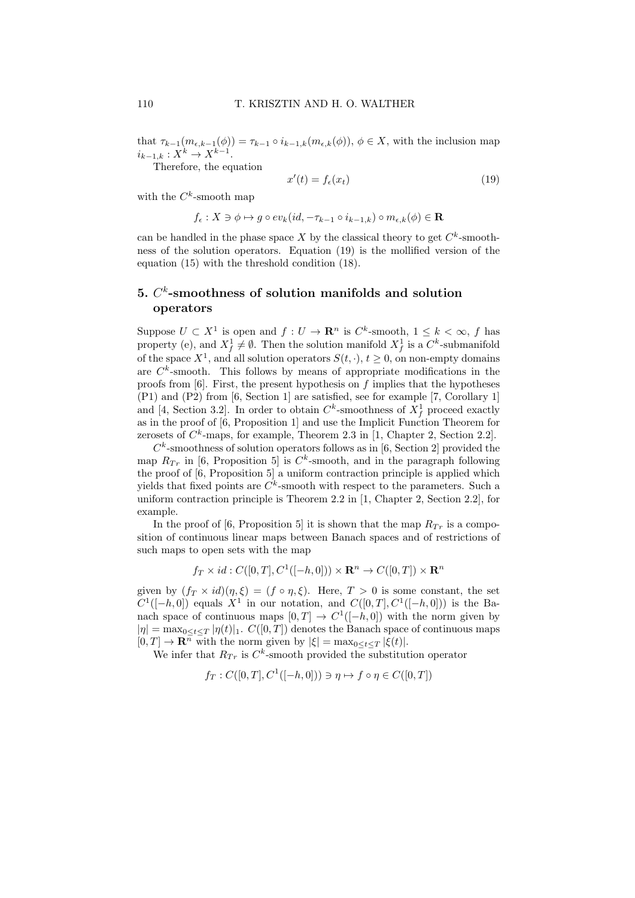that $\tau_{k-1}(m_{\epsilon,k-1}(\phi)) = \tau_{k-1} \circ i_{k-1,k}(m_{\epsilon,k}(\phi))$, $\phi \in X$, with the inclusion map $i_{k-1,k} : X^k \to X^{k-1}$.

Therefore, the equation

$$x'(t) = f_\epsilon(x_t) \tag{19}$$

with the $C^k$-smooth map

$$f_\epsilon : X \ni \phi \mapsto g \circ ev_k(id, -\tau_{k-1} \circ i_{k-1,k}) \circ m_{\epsilon,k}(\phi) \in \mathbf{R}$$

can be handled in the phase space $X$ by the classical theory to get $C^k$-smoothness of the solution operators. Equation (19) is the mollified version of the equation (15) with the threshold condition (18).

## 5. $C^k$-smoothness of solution manifolds and solution operators

Suppose $U \subset X^1$ is open and $f : U \to \mathbf{R}^n$ is $C^k$-smooth, $1 \leq k < \infty$, $f$ has property (e), and $X^1_f \neq \emptyset$. Then the solution manifold $X^1_f$ is a $C^k$-submanifold of the space $X^1$, and all solution operators $S(t, \cdot)$, $t \geq 0$, on non-empty domains are $C^k$-smooth. This follows by means of appropriate modifications in the proofs from [6]. First, the present hypothesis on $f$ implies that the hypotheses (P1) and (P2) from [6, Section 1] are satisfied, see for example [7, Corollary 1] and [4, Section 3.2]. In order to obtain $C^k$-smoothness of $X^1_f$ proceed exactly as in the proof of [6, Proposition 1] and use the Implicit Function Theorem for zerosets of $C^k$-maps, for example, Theorem 2.3 in [1, Chapter 2, Section 2.2].

$C^k$-smoothness of solution operators follows as in [6, Section 2] provided the map $R_{Tr}$ in [6, Proposition 5] is $C^k$-smooth, and in the paragraph following the proof of [6, Proposition 5] a uniform contraction principle is applied which yields that fixed points are $C^k$-smooth with respect to the parameters. Such a uniform contraction principle is Theorem 2.2 in [1, Chapter 2, Section 2.2], for example.

In the proof of [6, Proposition 5] it is shown that the map $R_{Tr}$ is a composition of continuous linear maps between Banach spaces and of restrictions of such maps to open sets with the map

$$f_T \times id : C([0,T], C^1([-h,0])) \times \mathbf{R}^n \to C([0,T]) \times \mathbf{R}^n$$

given by $(f_T \times id)(\eta, \xi) = (f \circ \eta, \xi)$. Here, $T > 0$ is some constant, the set $C^1([-h,0])$ equals $X^1$ in our notation, and $C([0,T], C^1([-h,0]))$ is the Banach space of continuous maps $[0,T] \to C^1([-h,0])$ with the norm given by $|\eta| = \max_{0 \leq t \leq T} |\eta(t)|_1$. $C([0,T])$ denotes the Banach space of continuous maps $[0,T] \to \mathbf{R}^n$ with the norm given by $|\xi| = \max_{0 \leq t \leq T} |\xi(t)|$.

We infer that $R_{Tr}$ is $C^k$-smooth provided the substitution operator

$$f_T : C([0,T], C^1([-h,0])) \ni \eta \mapsto f \circ \eta \in C([0,T])$$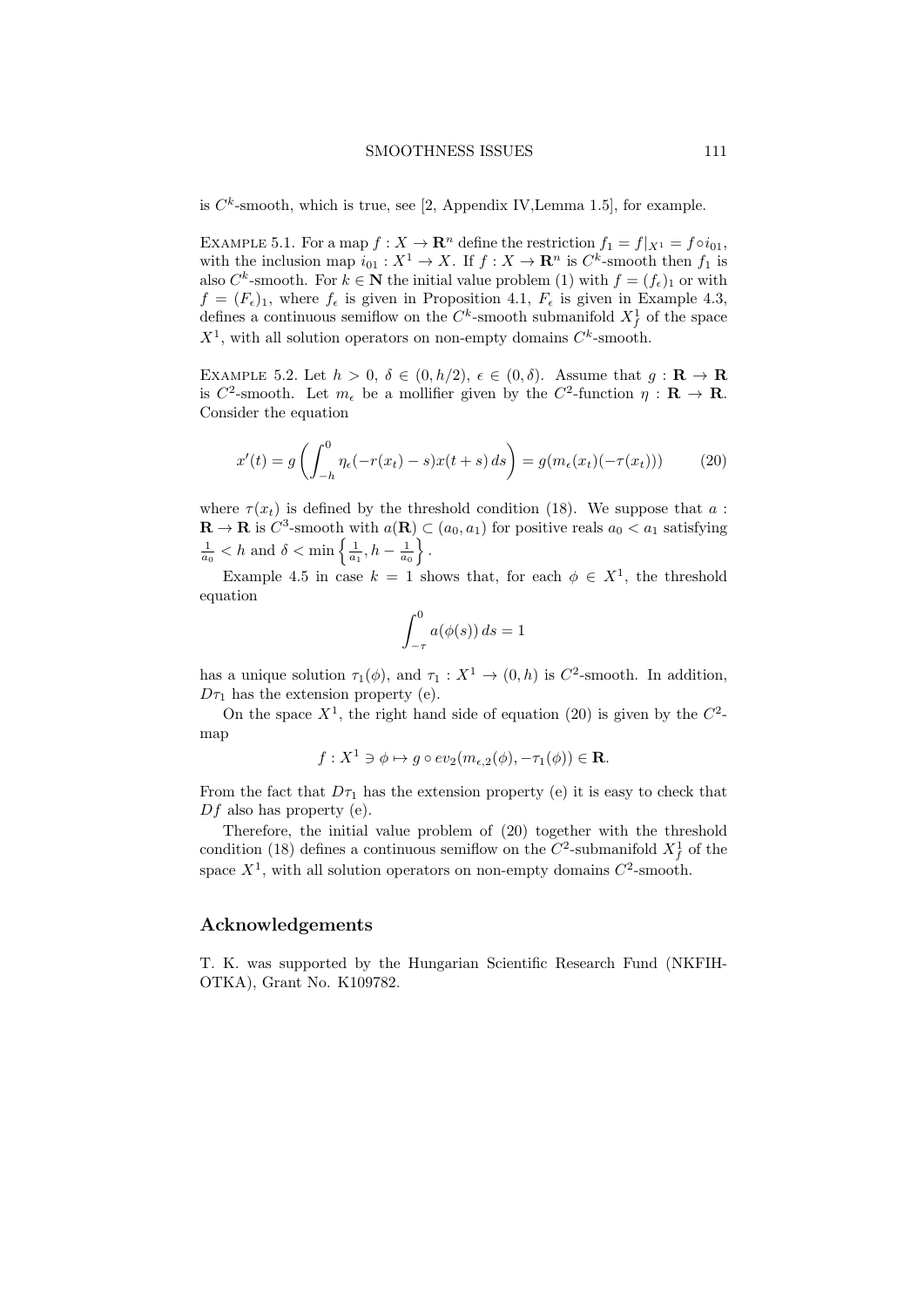is $C^k$-smooth, which is true, see [2, Appendix IV,Lemma 1.5], for example.

Example 5.1. For a map $f : X \to \mathbf{R}^n$ define the restriction $f_1 = f|_{X^1} = f \circ i_{01}$, with the inclusion map $i_{01} : X^1 \to X$. If $f : X \to \mathbf{R}^n$ is $C^k$-smooth then $f_1$ is also $C^k$-smooth. For $k \in \mathbf{N}$ the initial value problem (1) with $f = (f_\epsilon)_1$ or with $f = (F_\epsilon)_1$, where $f_\epsilon$ is given in Proposition 4.1, $F_\epsilon$ is given in Example 4.3, defines a continuous semiflow on the $C^k$-smooth submanifold $X^1_f$ of the space $X^1$, with all solution operators on non-empty domains $C^k$-smooth.

Example 5.2. Let $h > 0$, $\delta \in (0, h/2)$, $\epsilon \in (0, \delta)$. Assume that $g : \mathbf{R} \to \mathbf{R}$ is $C^2$-smooth. Let $m_\epsilon$ be a mollifier given by the $C^2$-function $\eta : \mathbf{R} \to \mathbf{R}$. Consider the equation

$$x'(t) = g\left(\int_{-h}^{0} \eta_\epsilon(-r(x_t) - s)x(t+s)\,ds\right) = g(m_\epsilon(x_t)(-\tau(x_t))) \tag{20}$$

where $\tau(x_t)$ is defined by the threshold condition (18). We suppose that $a : \mathbf{R} \to \mathbf{R}$ is $C^3$-smooth with $a(\mathbf{R}) \subset (a_0, a_1)$ for positive reals $a_0 < a_1$ satisfying $\frac{1}{a_0} < h$ and $\delta < \min\left\{\frac{1}{a_1}, h - \frac{1}{a_0}\right\}$.

Example 4.5 in case $k = 1$ shows that, for each $\phi \in X^1$, the threshold equation

$$\int_{-\tau}^{0} a(\phi(s))\,ds = 1$$

has a unique solution $\tau_1(\phi)$, and $\tau_1 : X^1 \to (0, h)$ is $C^2$-smooth. In addition, $D\tau_1$ has the extension property (e).

On the space $X^1$, the right hand side of equation (20) is given by the $C^2$-map

$$f : X^1 \ni \phi \mapsto g \circ ev_2(m_{\epsilon,2}(\phi), -\tau_1(\phi)) \in \mathbf{R}.$$

From the fact that $D\tau_1$ has the extension property (e) it is easy to check that $Df$ also has property (e).

Therefore, the initial value problem of (20) together with the threshold condition (18) defines a continuous semiflow on the $C^2$-submanifold $X^1_f$ of the space $X^1$, with all solution operators on non-empty domains $C^2$-smooth.

## Acknowledgements

T. K. was supported by the Hungarian Scientific Research Fund (NKFIH-OTKA), Grant No. K109782.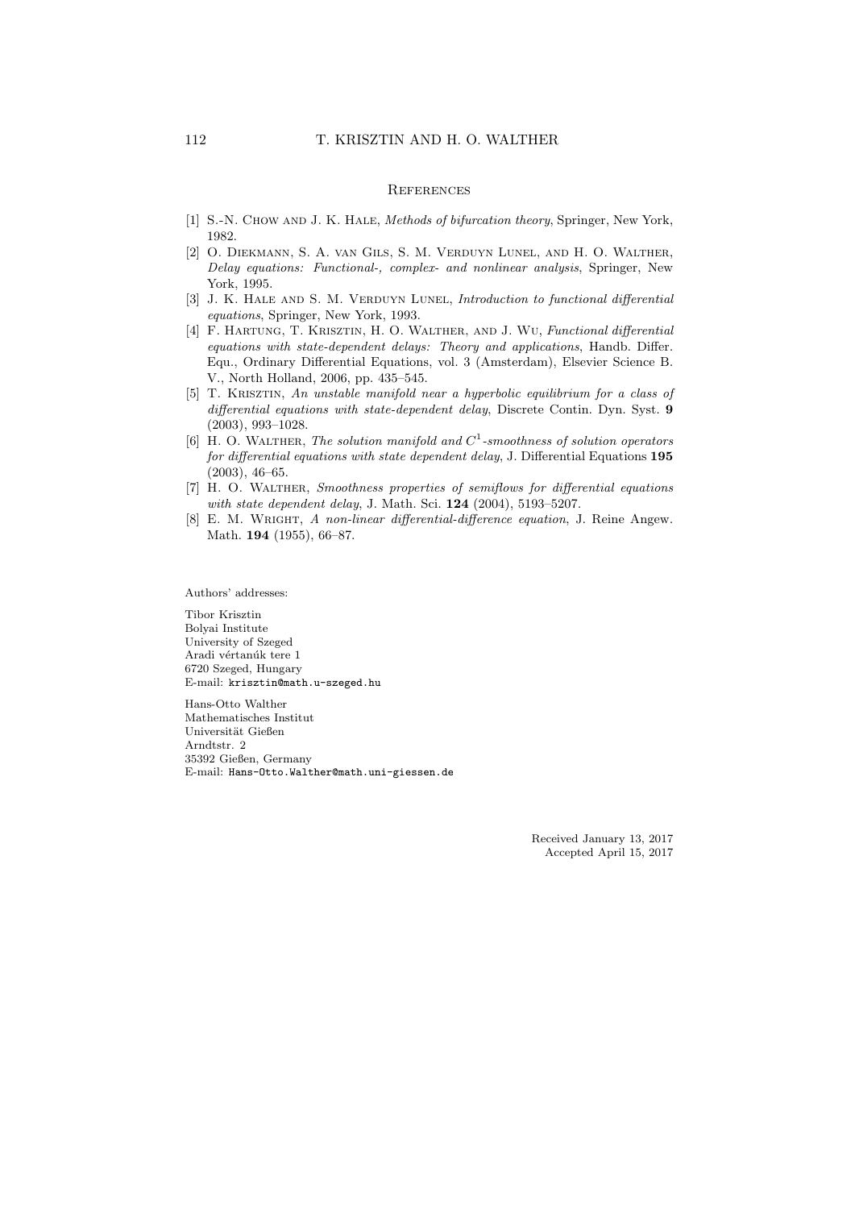## References

[1] S.-N. Chow and J. K. Hale, *Methods of bifurcation theory*, Springer, New York, 1982.

[2] O. Diekmann, S. A. van Gils, S. M. Verduyn Lunel, and H. O. Walther, *Delay equations: Functional-, complex- and nonlinear analysis*, Springer, New York, 1995.

[3] J. K. Hale and S. M. Verduyn Lunel, *Introduction to functional differential equations*, Springer, New York, 1993.

[4] F. Hartung, T. Krisztin, H. O. Walther, and J. Wu, *Functional differential equations with state-dependent delays: Theory and applications*, Handb. Differ. Equ., Ordinary Differential Equations, vol. 3 (Amsterdam), Elsevier Science B. V., North Holland, 2006, pp. 435–545.

[5] T. Krisztin, *An unstable manifold near a hyperbolic equilibrium for a class of differential equations with state-dependent delay*, Discrete Contin. Dyn. Syst. **9** (2003), 993–1028.

[6] H. O. Walther, *The solution manifold and $C^1$-smoothness of solution operators for differential equations with state dependent delay*, J. Differential Equations **195** (2003), 46–65.

[7] H. O. Walther, *Smoothness properties of semiflows for differential equations with state dependent delay*, J. Math. Sci. **124** (2004), 5193–5207.

[8] E. M. Wright, *A non-linear differential-difference equation*, J. Reine Angew. Math. **194** (1955), 66–87.

Authors' addresses:

Tibor Krisztin
Bolyai Institute
University of Szeged
Aradi vértanúk tere 1
6720 Szeged, Hungary
E-mail: krisztin@math.u-szeged.hu

Hans-Otto Walther
Mathematisches Institut
Universität Gießen
Arndtstr. 2
35392 Gießen, Germany
E-mail: Hans-Otto.Walther@math.uni-giessen.de

Received January 13, 2017
Accepted April 15, 2017